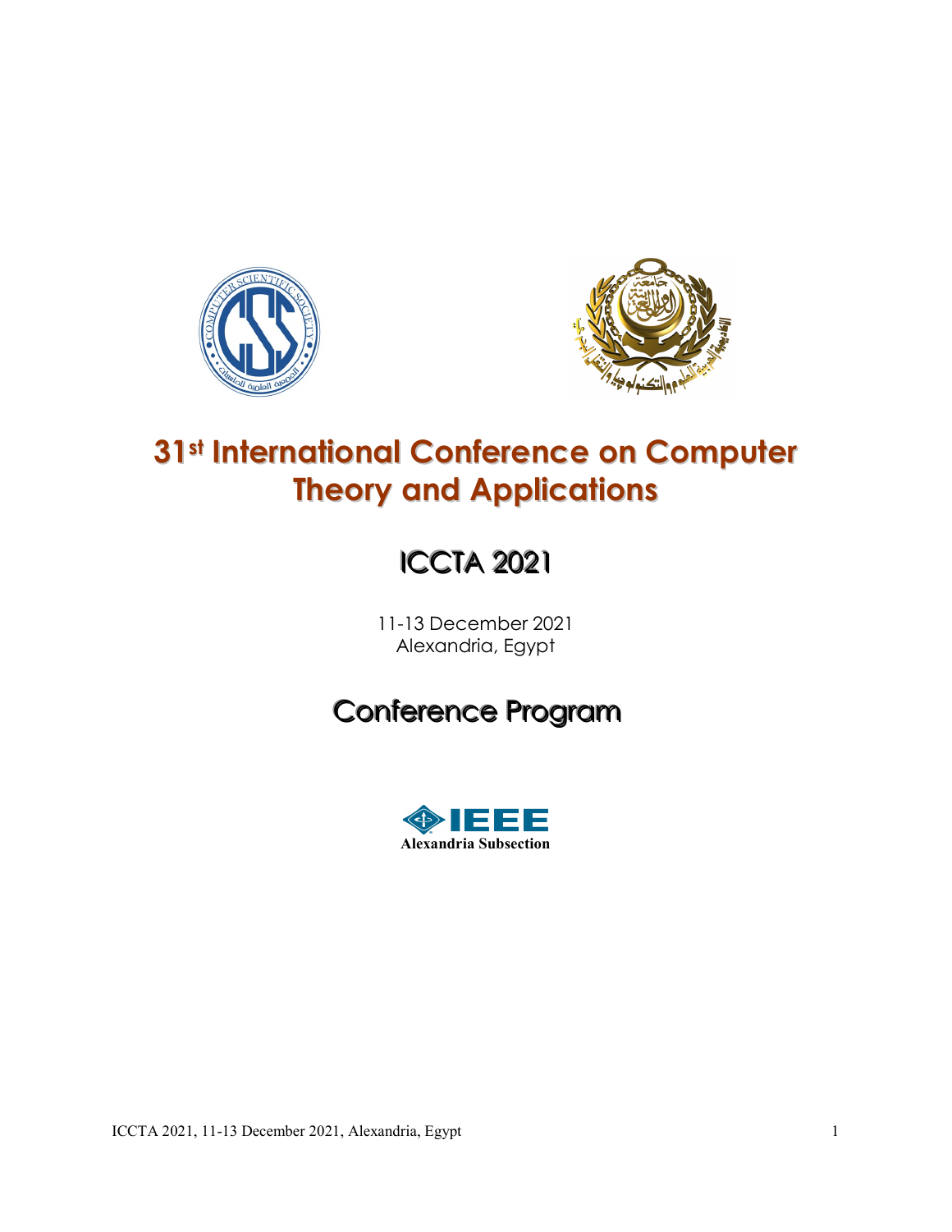# 31st International Conference on Computer Theory and Applications

## ICCTA 2021

11-13 December 2021
Alexandria, Egypt

## Conference Program

IEEE
Alexandria Subsection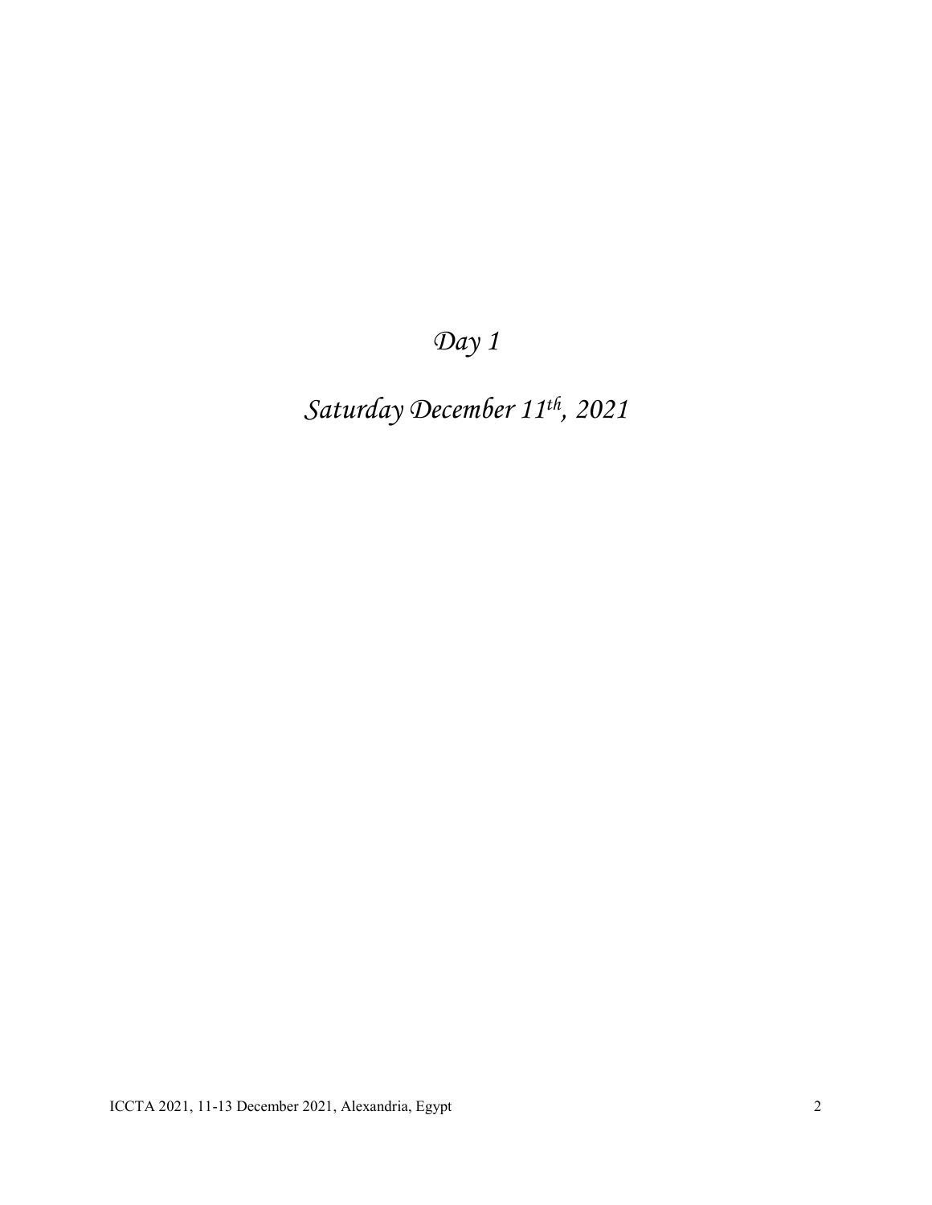# *Day 1*

# *Saturday December 11th, 2021*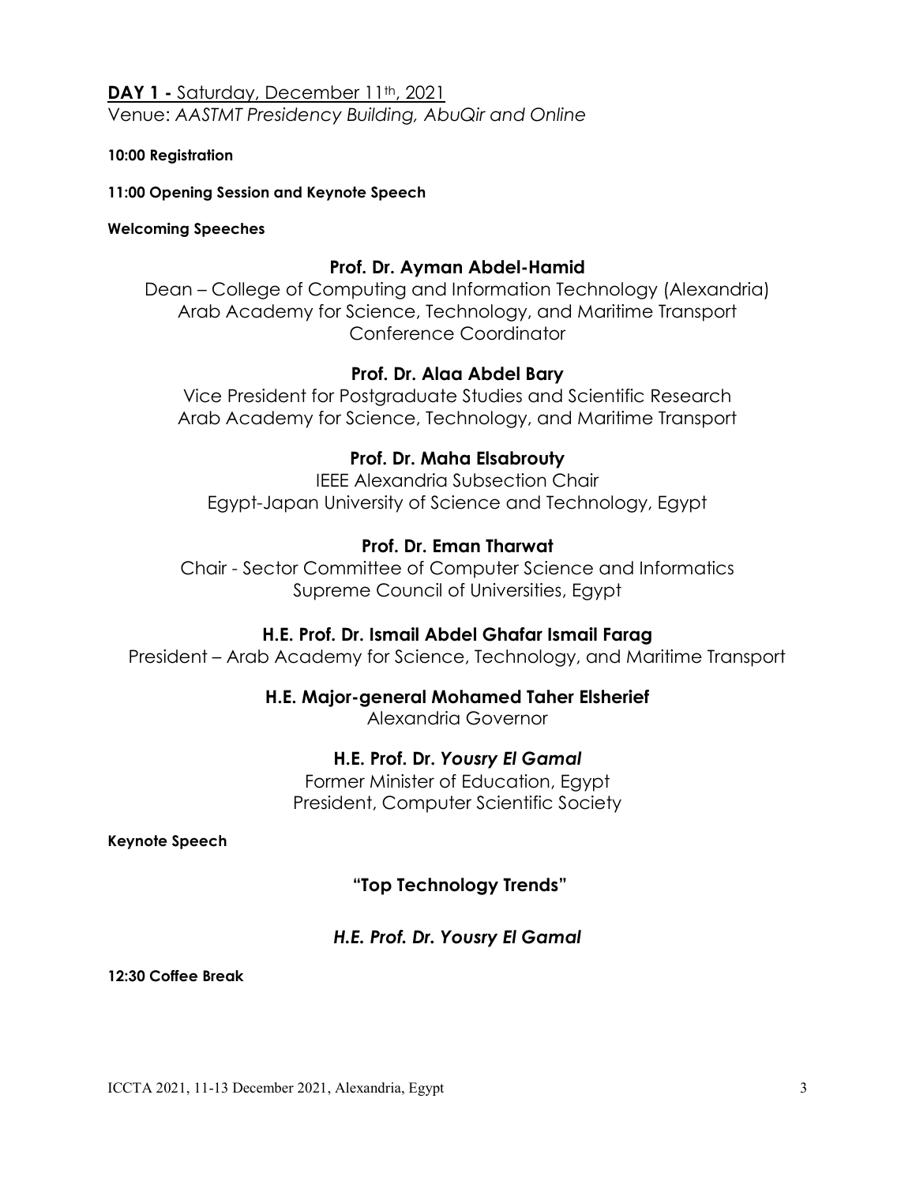**DAY 1 -** Saturday, December 11th, 2021

Venue: *AASTMT Presidency Building, AbuQir and Online*

**10:00 Registration**

**11:00 Opening Session and Keynote Speech**

**Welcoming Speeches**

**Prof. Dr. Ayman Abdel-Hamid**

Dean – College of Computing and Information Technology (Alexandria)
Arab Academy for Science, Technology, and Maritime Transport
Conference Coordinator

**Prof. Dr. Alaa Abdel Bary**

Vice President for Postgraduate Studies and Scientific Research
Arab Academy for Science, Technology, and Maritime Transport

**Prof. Dr. Maha Elsabrouty**

IEEE Alexandria Subsection Chair
Egypt-Japan University of Science and Technology, Egypt

**Prof. Dr. Eman Tharwat**

Chair - Sector Committee of Computer Science and Informatics
Supreme Council of Universities, Egypt

**H.E. Prof. Dr. Ismail Abdel Ghafar Ismail Farag**

President – Arab Academy for Science, Technology, and Maritime Transport

**H.E. Major-general Mohamed Taher Elsherief**

Alexandria Governor

**H.E. Prof. Dr. *Yousry El Gamal***

Former Minister of Education, Egypt
President, Computer Scientific Society

**Keynote Speech**

**"Top Technology Trends"**

***H.E. Prof. Dr. Yousry El Gamal***

**12:30 Coffee Break**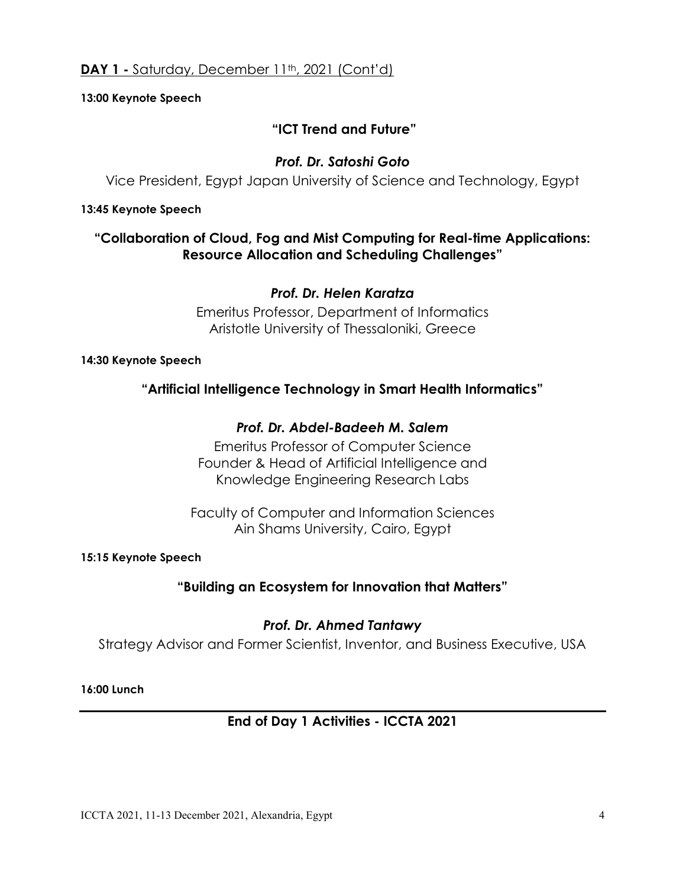**DAY 1 -** Saturday, December 11th, 2021 (Cont'd)

**13:00 Keynote Speech**

**"ICT Trend and Future"**

***Prof. Dr. Satoshi Goto***

Vice President, Egypt Japan University of Science and Technology, Egypt

**13:45 Keynote Speech**

**"Collaboration of Cloud, Fog and Mist Computing for Real-time Applications: Resource Allocation and Scheduling Challenges"**

***Prof. Dr. Helen Karatza***

Emeritus Professor, Department of Informatics
Aristotle University of Thessaloniki, Greece

**14:30 Keynote Speech**

**"Artificial Intelligence Technology in Smart Health Informatics"**

***Prof. Dr. Abdel-Badeeh M. Salem***

Emeritus Professor of Computer Science
Founder & Head of Artificial Intelligence and Knowledge Engineering Research Labs

Faculty of Computer and Information Sciences
Ain Shams University, Cairo, Egypt

**15:15 Keynote Speech**

**"Building an Ecosystem for Innovation that Matters"**

***Prof. Dr. Ahmed Tantawy***

Strategy Advisor and Former Scientist, Inventor, and Business Executive, USA

**16:00 Lunch**

---

**End of Day 1 Activities - ICCTA 2021**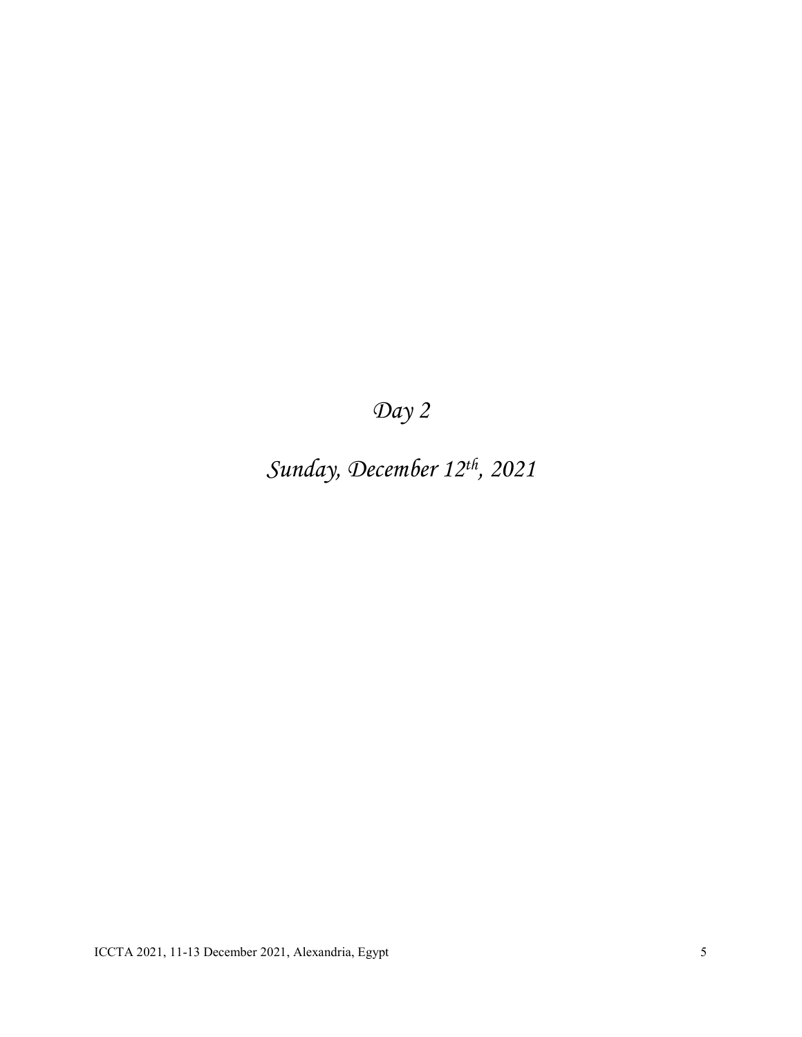# *Day 2*

# *Sunday, December 12th, 2021*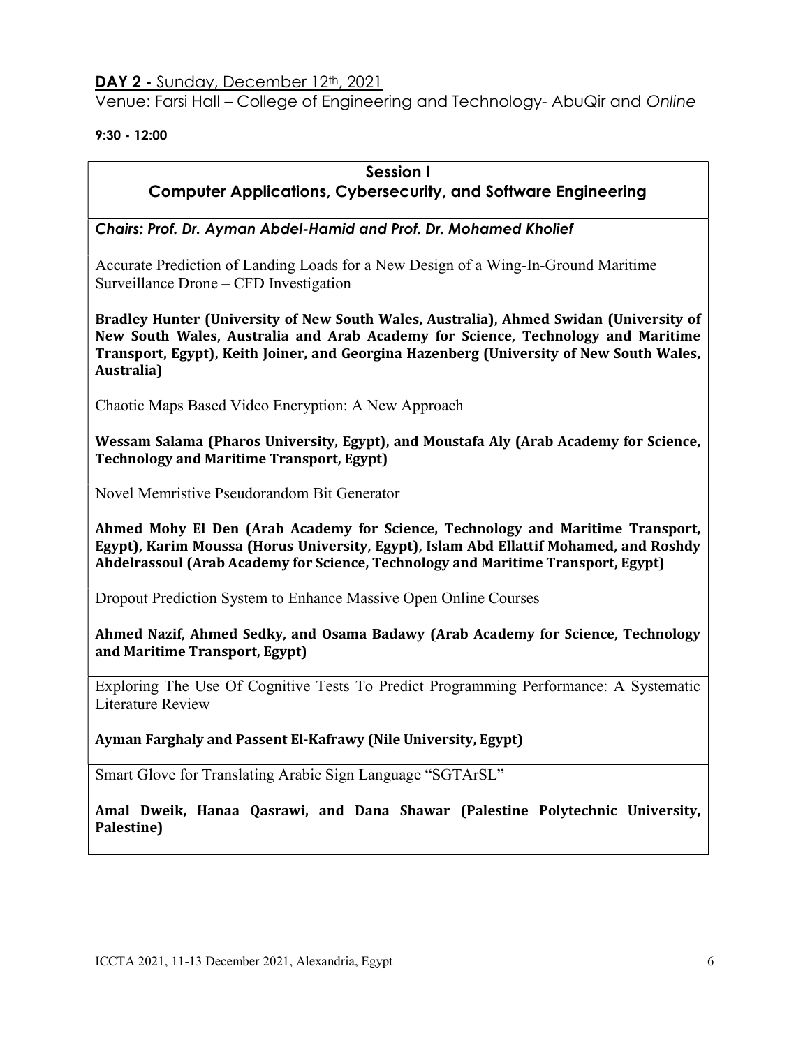**DAY 2 -** Sunday, December 12th, 2021

Venue: Farsi Hall – College of Engineering and Technology- AbuQir and *Online*

**9:30 - 12:00**

### Session I
### Computer Applications, Cybersecurity, and Software Engineering

***Chairs: Prof. Dr. Ayman Abdel-Hamid and Prof. Dr. Mohamed Kholief***

Accurate Prediction of Landing Loads for a New Design of a Wing-In-Ground Maritime Surveillance Drone – CFD Investigation

**Bradley Hunter (University of New South Wales, Australia), Ahmed Swidan (University of New South Wales, Australia and Arab Academy for Science, Technology and Maritime Transport, Egypt), Keith Joiner, and Georgina Hazenberg (University of New South Wales, Australia)**

Chaotic Maps Based Video Encryption: A New Approach

**Wessam Salama (Pharos University, Egypt), and Moustafa Aly (Arab Academy for Science, Technology and Maritime Transport, Egypt)**

Novel Memristive Pseudorandom Bit Generator

**Ahmed Mohy El Den (Arab Academy for Science, Technology and Maritime Transport, Egypt), Karim Moussa (Horus University, Egypt), Islam Abd Ellattif Mohamed, and Roshdy Abdelrassoul (Arab Academy for Science, Technology and Maritime Transport, Egypt)**

Dropout Prediction System to Enhance Massive Open Online Courses

**Ahmed Nazif, Ahmed Sedky, and Osama Badawy (Arab Academy for Science, Technology and Maritime Transport, Egypt)**

Exploring The Use Of Cognitive Tests To Predict Programming Performance: A Systematic Literature Review

**Ayman Farghaly and Passent El-Kafrawy (Nile University, Egypt)**

Smart Glove for Translating Arabic Sign Language "SGTArSL"

**Amal Dweik, Hanaa Qasrawi, and Dana Shawar (Palestine Polytechnic University, Palestine)**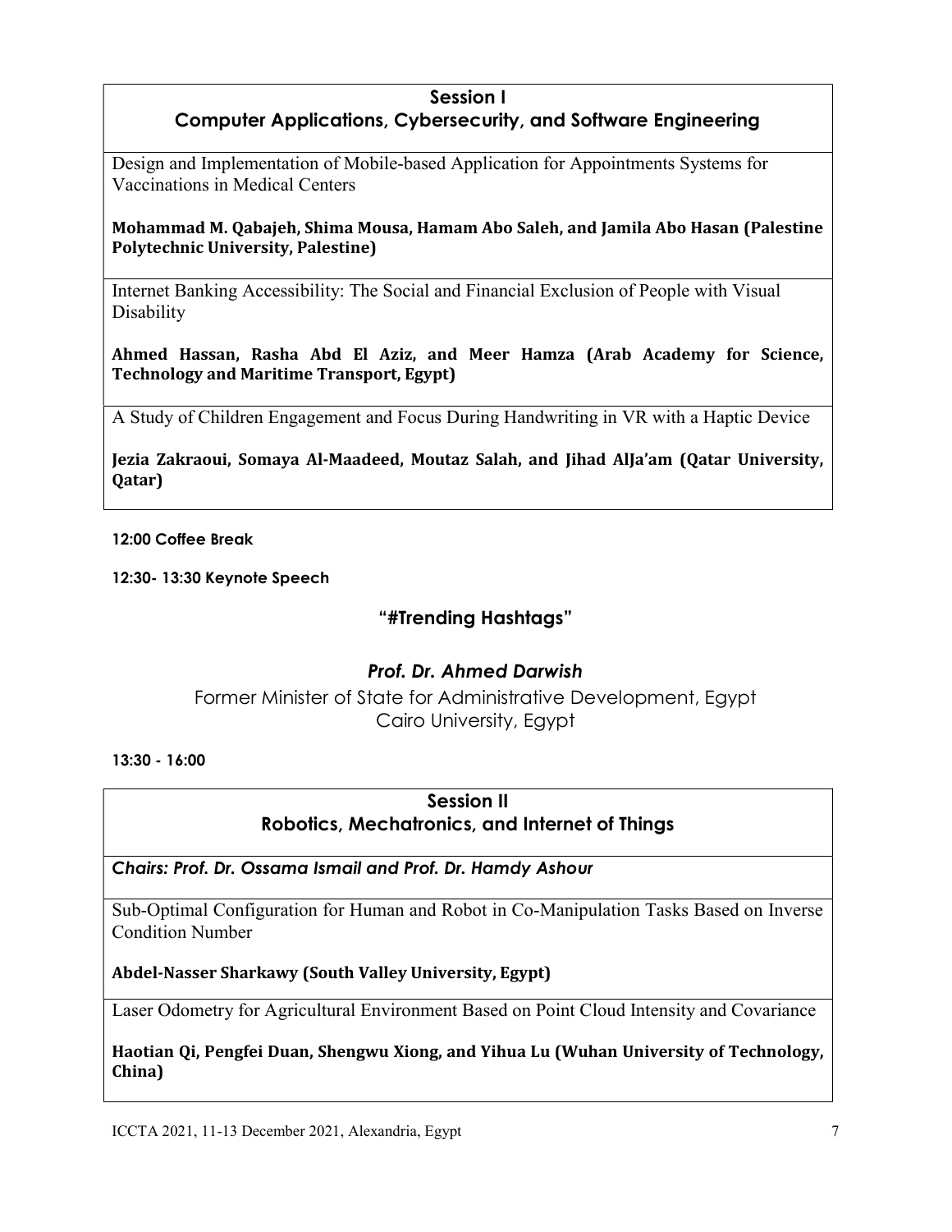## Session I
## Computer Applications, Cybersecurity, and Software Engineering

Design and Implementation of Mobile-based Application for Appointments Systems for Vaccinations in Medical Centers

**Mohammad M. Qabajeh, Shima Mousa, Hamam Abo Saleh, and Jamila Abo Hasan (Palestine Polytechnic University, Palestine)**

Internet Banking Accessibility: The Social and Financial Exclusion of People with Visual Disability

**Ahmed Hassan, Rasha Abd El Aziz, and Meer Hamza (Arab Academy for Science, Technology and Maritime Transport, Egypt)**

A Study of Children Engagement and Focus During Handwriting in VR with a Haptic Device

**Jezia Zakraoui, Somaya Al-Maadeed, Moutaz Salah, and Jihad AlJa'am (Qatar University, Qatar)**

**12:00 Coffee Break**

**12:30- 13:30 Keynote Speech**

### "#Trending Hashtags"

***Prof. Dr. Ahmed Darwish***

Former Minister of State for Administrative Development, Egypt
Cairo University, Egypt

**13:30 - 16:00**

## Session II
## Robotics, Mechatronics, and Internet of Things

***Chairs: Prof. Dr. Ossama Ismail and Prof. Dr. Hamdy Ashour***

Sub-Optimal Configuration for Human and Robot in Co-Manipulation Tasks Based on Inverse Condition Number

**Abdel-Nasser Sharkawy (South Valley University, Egypt)**

Laser Odometry for Agricultural Environment Based on Point Cloud Intensity and Covariance

**Haotian Qi, Pengfei Duan, Shengwu Xiong, and Yihua Lu (Wuhan University of Technology, China)**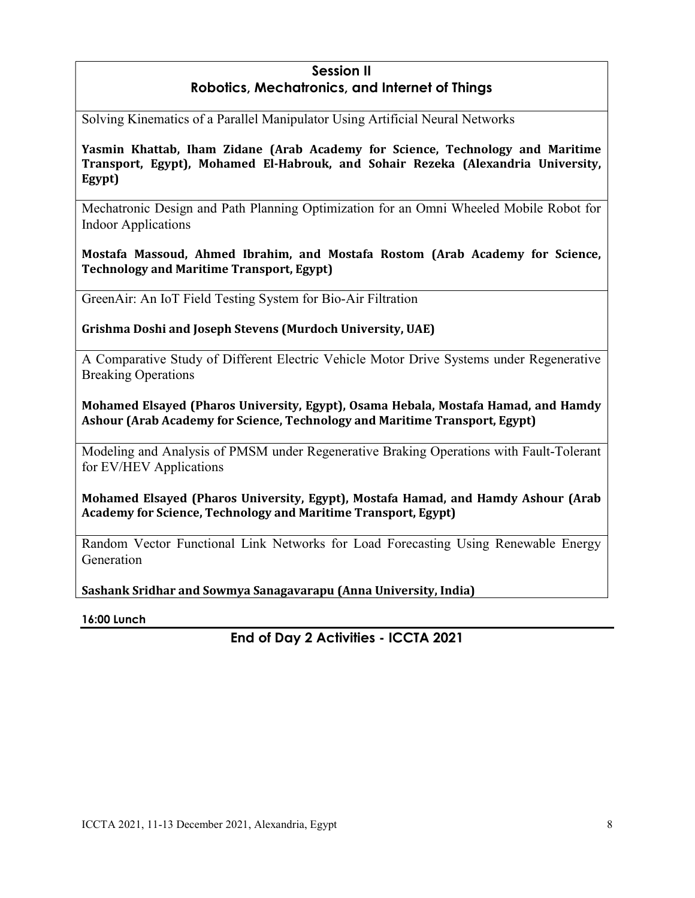## Session II
## Robotics, Mechatronics, and Internet of Things

Solving Kinematics of a Parallel Manipulator Using Artificial Neural Networks

**Yasmin Khattab, Iham Zidane (Arab Academy for Science, Technology and Maritime Transport, Egypt), Mohamed El-Habrouk, and Sohair Rezeka (Alexandria University, Egypt)**

Mechatronic Design and Path Planning Optimization for an Omni Wheeled Mobile Robot for Indoor Applications

**Mostafa Massoud, Ahmed Ibrahim, and Mostafa Rostom (Arab Academy for Science, Technology and Maritime Transport, Egypt)**

GreenAir: An IoT Field Testing System for Bio-Air Filtration

**Grishma Doshi and Joseph Stevens (Murdoch University, UAE)**

A Comparative Study of Different Electric Vehicle Motor Drive Systems under Regenerative Breaking Operations

**Mohamed Elsayed (Pharos University, Egypt), Osama Hebala, Mostafa Hamad, and Hamdy Ashour (Arab Academy for Science, Technology and Maritime Transport, Egypt)**

Modeling and Analysis of PMSM under Regenerative Braking Operations with Fault-Tolerant for EV/HEV Applications

**Mohamed Elsayed (Pharos University, Egypt), Mostafa Hamad, and Hamdy Ashour (Arab Academy for Science, Technology and Maritime Transport, Egypt)**

Random Vector Functional Link Networks for Load Forecasting Using Renewable Energy Generation

**Sashank Sridhar and Sowmya Sanagavarapu (Anna University, India)**

**16:00 Lunch**

## End of Day 2 Activities - ICCTA 2021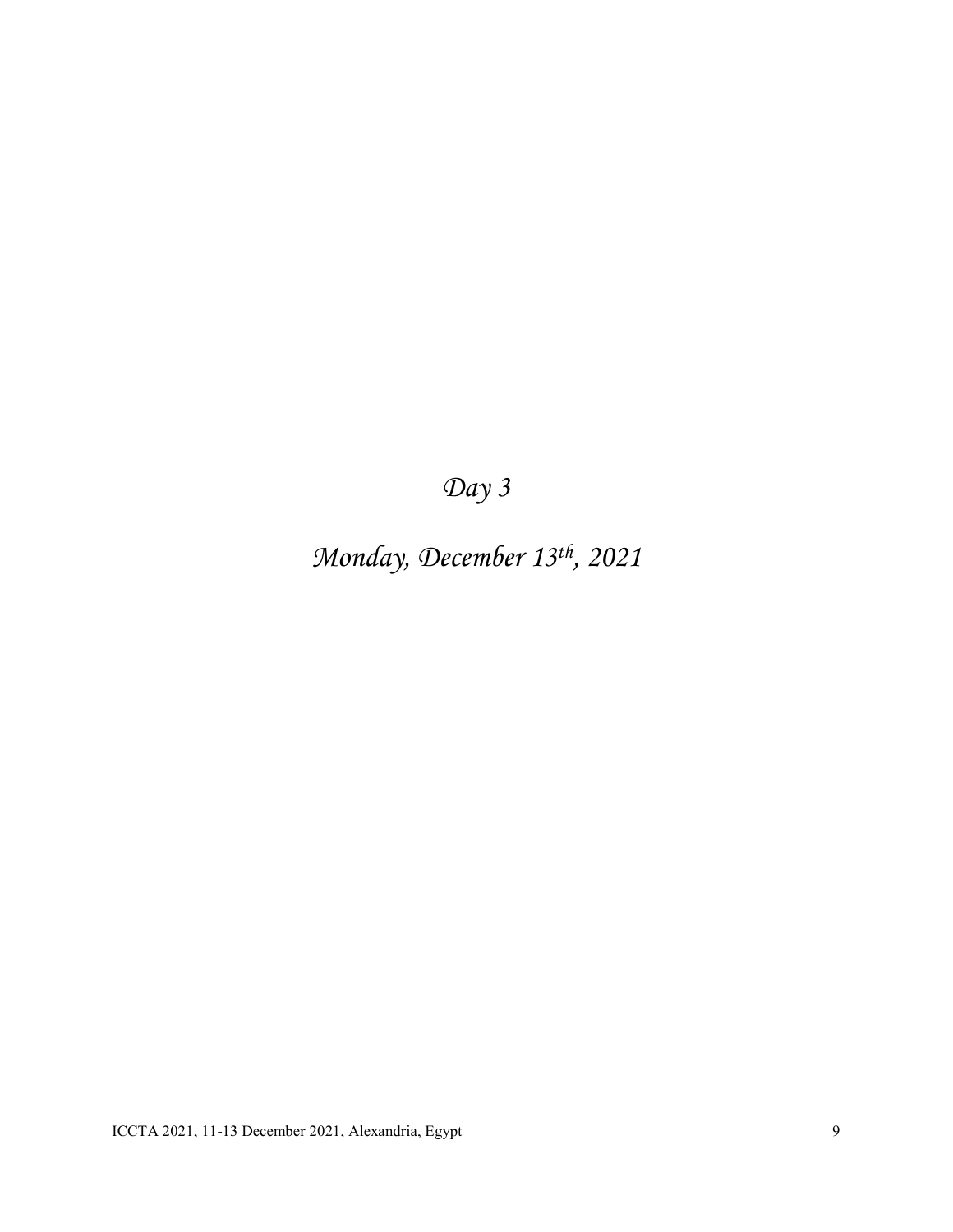# *Day 3*

# *Monday, December 13th, 2021*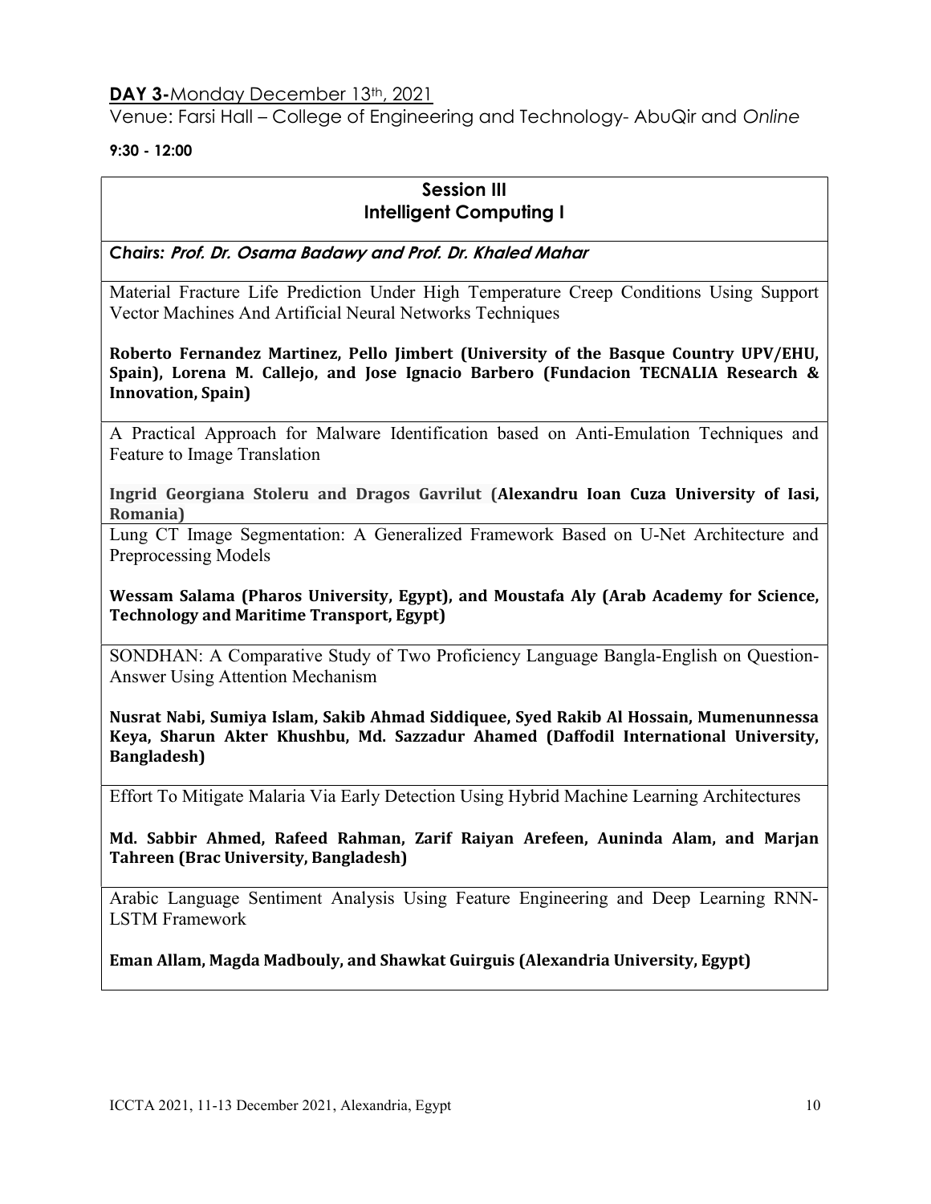**DAY 3-**Monday December 13th, 2021

Venue: Farsi Hall – College of Engineering and Technology- AbuQir and *Online*

**9:30 - 12:00**

## Session III
## Intelligent Computing I

***Chairs: Prof. Dr. Osama Badawy and Prof. Dr. Khaled Mahar***

Material Fracture Life Prediction Under High Temperature Creep Conditions Using Support Vector Machines And Artificial Neural Networks Techniques

**Roberto Fernandez Martinez, Pello Jimbert (University of the Basque Country UPV/EHU, Spain), Lorena M. Callejo, and Jose Ignacio Barbero (Fundacion TECNALIA Research & Innovation, Spain)**

A Practical Approach for Malware Identification based on Anti-Emulation Techniques and Feature to Image Translation

**Ingrid Georgiana Stoleru and Dragos Gavrilut (Alexandru Ioan Cuza University of Iasi, Romania)**

Lung CT Image Segmentation: A Generalized Framework Based on U-Net Architecture and Preprocessing Models

**Wessam Salama (Pharos University, Egypt), and Moustafa Aly (Arab Academy for Science, Technology and Maritime Transport, Egypt)**

SONDHAN: A Comparative Study of Two Proficiency Language Bangla-English on Question-Answer Using Attention Mechanism

**Nusrat Nabi, Sumiya Islam, Sakib Ahmad Siddiquee, Syed Rakib Al Hossain, Mumenunnessa Keya, Sharun Akter Khushbu, Md. Sazzadur Ahamed (Daffodil International University, Bangladesh)**

Effort To Mitigate Malaria Via Early Detection Using Hybrid Machine Learning Architectures

**Md. Sabbir Ahmed, Rafeed Rahman, Zarif Raiyan Arefeen, Auninda Alam, and Marjan Tahreen (Brac University, Bangladesh)**

Arabic Language Sentiment Analysis Using Feature Engineering and Deep Learning RNN-LSTM Framework

**Eman Allam, Magda Madbouly, and Shawkat Guirguis (Alexandria University, Egypt)**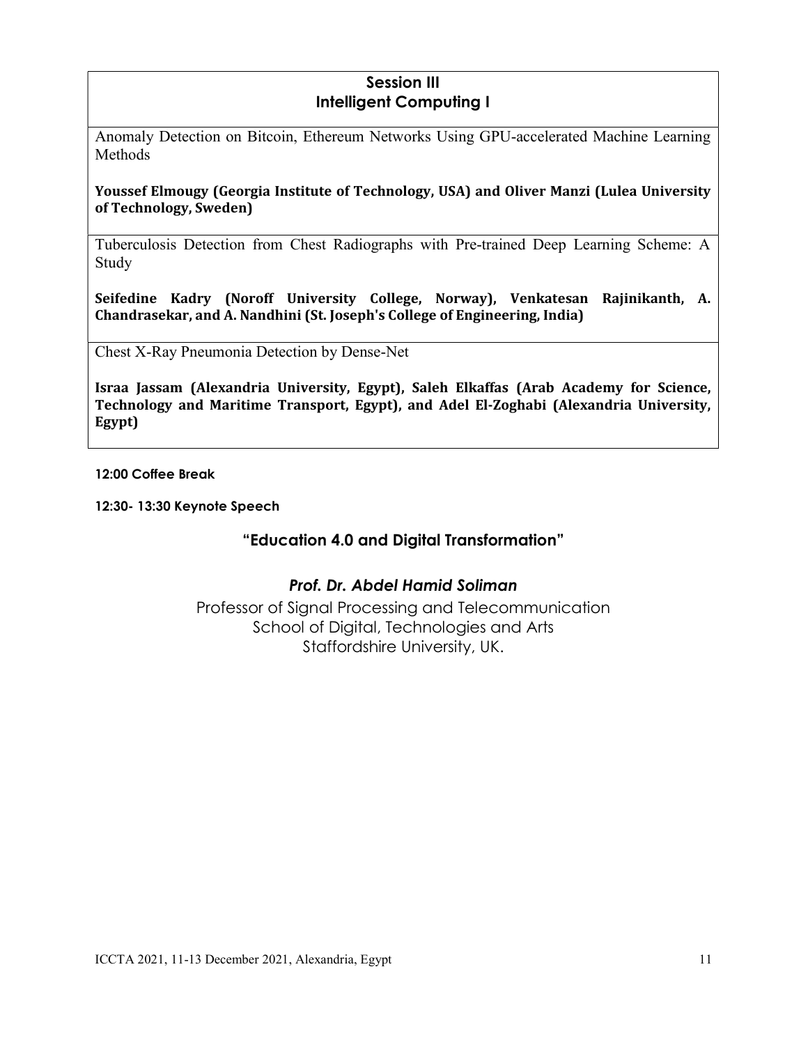## Session III
## Intelligent Computing I

Anomaly Detection on Bitcoin, Ethereum Networks Using GPU-accelerated Machine Learning Methods

**Youssef Elmougy (Georgia Institute of Technology, USA) and Oliver Manzi (Lulea University of Technology, Sweden)**

Tuberculosis Detection from Chest Radiographs with Pre-trained Deep Learning Scheme: A Study

**Seifedine Kadry (Noroff University College, Norway), Venkatesan Rajinikanth, A. Chandrasekar, and A. Nandhini (St. Joseph's College of Engineering, India)**

Chest X-Ray Pneumonia Detection by Dense-Net

**Israa Jassam (Alexandria University, Egypt), Saleh Elkaffas (Arab Academy for Science, Technology and Maritime Transport, Egypt), and Adel El-Zoghabi (Alexandria University, Egypt)**

**12:00 Coffee Break**

**12:30- 13:30 Keynote Speech**

### "Education 4.0 and Digital Transformation"

***Prof. Dr. Abdel Hamid Soliman***

Professor of Signal Processing and Telecommunication
School of Digital, Technologies and Arts
Staffordshire University, UK.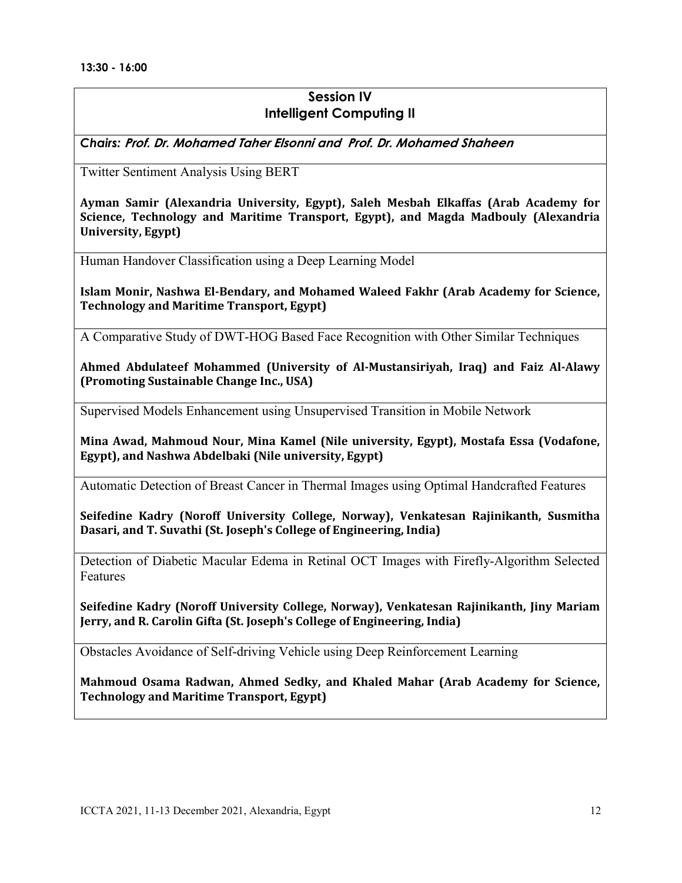**13:30 - 16:00**

## Session IV
## Intelligent Computing II

***Chairs:*** ***Prof. Dr. Mohamed Taher Elsonni and Prof. Dr. Mohamed Shaheen***

Twitter Sentiment Analysis Using BERT

**Ayman Samir (Alexandria University, Egypt), Saleh Mesbah Elkaffas (Arab Academy for Science, Technology and Maritime Transport, Egypt), and Magda Madbouly (Alexandria University, Egypt)**

Human Handover Classification using a Deep Learning Model

**Islam Monir, Nashwa El-Bendary, and Mohamed Waleed Fakhr (Arab Academy for Science, Technology and Maritime Transport, Egypt)**

A Comparative Study of DWT-HOG Based Face Recognition with Other Similar Techniques

**Ahmed Abdulateef Mohammed (University of Al-Mustansiriyah, Iraq) and Faiz Al-Alawy (Promoting Sustainable Change Inc., USA)**

Supervised Models Enhancement using Unsupervised Transition in Mobile Network

**Mina Awad, Mahmoud Nour, Mina Kamel (Nile university, Egypt), Mostafa Essa (Vodafone, Egypt), and Nashwa Abdelbaki (Nile university, Egypt)**

Automatic Detection of Breast Cancer in Thermal Images using Optimal Handcrafted Features

**Seifedine Kadry (Noroff University College, Norway), Venkatesan Rajinikanth, Susmitha Dasari, and T. Suvathi (St. Joseph's College of Engineering, India)**

Detection of Diabetic Macular Edema in Retinal OCT Images with Firefly-Algorithm Selected Features

**Seifedine Kadry (Noroff University College, Norway), Venkatesan Rajinikanth, Jiny Mariam Jerry, and R. Carolin Gifta (St. Joseph's College of Engineering, India)**

Obstacles Avoidance of Self-driving Vehicle using Deep Reinforcement Learning

**Mahmoud Osama Radwan, Ahmed Sedky, and Khaled Mahar (Arab Academy for Science, Technology and Maritime Transport, Egypt)**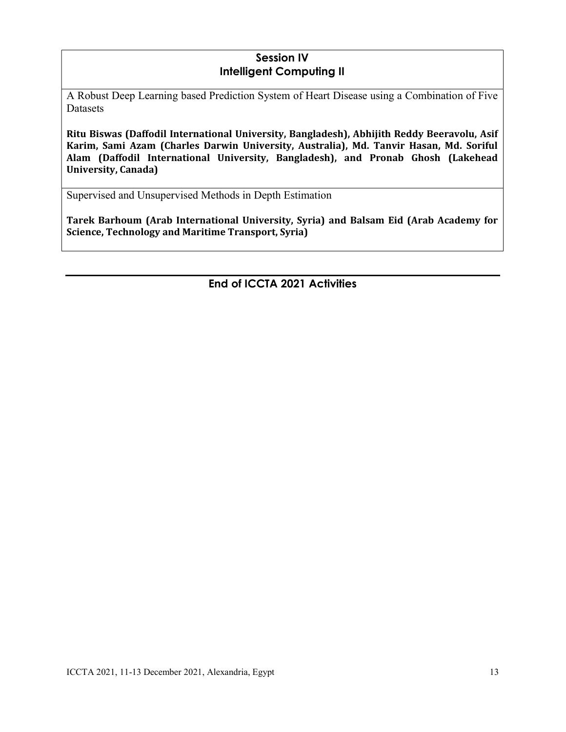## Session IV
## Intelligent Computing II

A Robust Deep Learning based Prediction System of Heart Disease using a Combination of Five Datasets

**Ritu Biswas (Daffodil International University, Bangladesh), Abhijith Reddy Beeravolu, Asif Karim, Sami Azam (Charles Darwin University, Australia), Md. Tanvir Hasan, Md. Soriful Alam (Daffodil International University, Bangladesh), and Pronab Ghosh (Lakehead University, Canada)**

Supervised and Unsupervised Methods in Depth Estimation

**Tarek Barhoum (Arab International University, Syria) and Balsam Eid (Arab Academy for Science, Technology and Maritime Transport, Syria)**

---

**End of ICCTA 2021 Activities**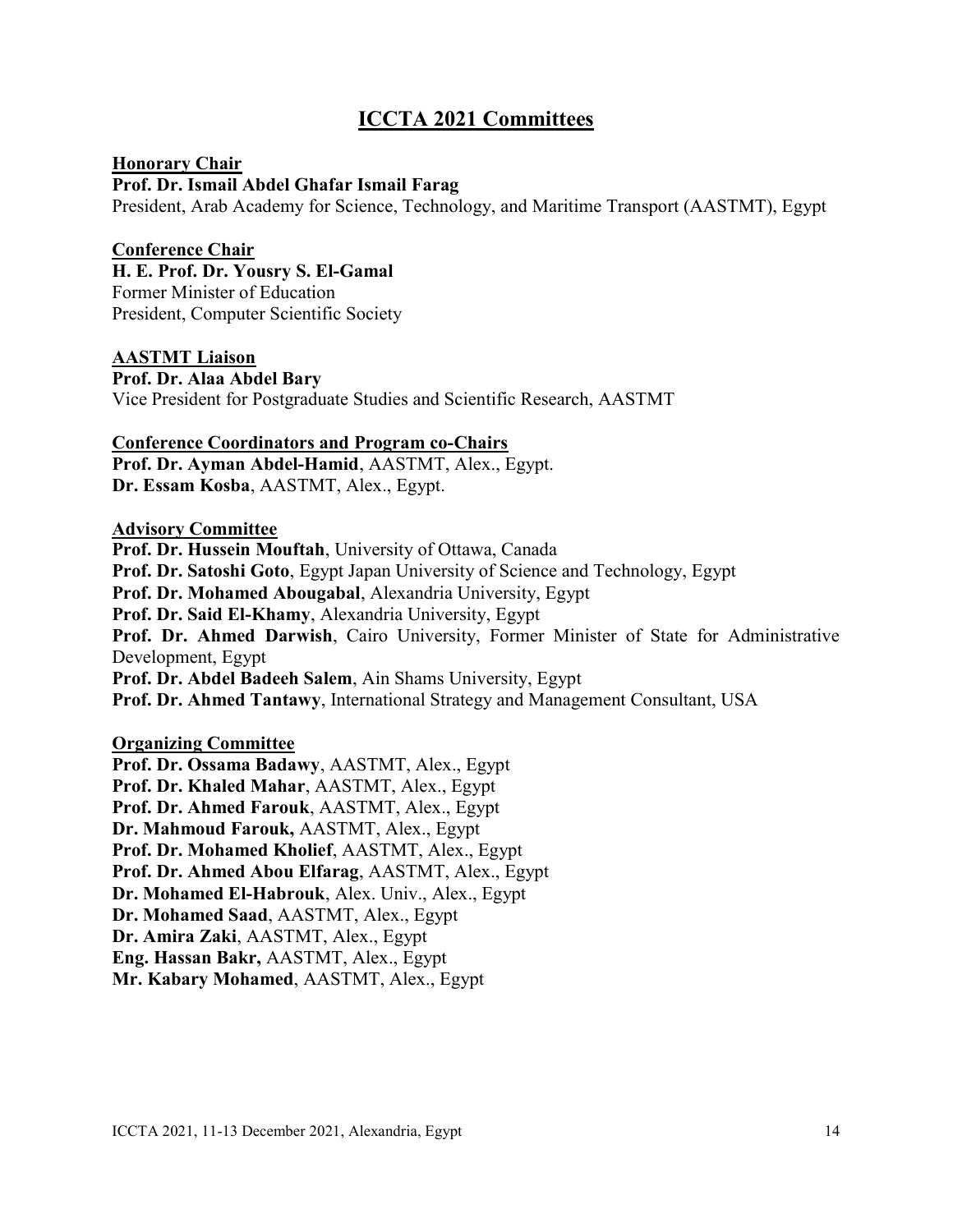# ICCTA 2021 Committees

### Honorary Chair

**Prof. Dr. Ismail Abdel Ghafar Ismail Farag**
President, Arab Academy for Science, Technology, and Maritime Transport (AASTMT), Egypt

### Conference Chair

**H. E. Prof. Dr. Yousry S. El-Gamal**
Former Minister of Education
President, Computer Scientific Society

### AASTMT Liaison

**Prof. Dr. Alaa Abdel Bary**
Vice President for Postgraduate Studies and Scientific Research, AASTMT

### Conference Coordinators and Program co-Chairs

**Prof. Dr. Ayman Abdel-Hamid**, AASTMT, Alex., Egypt.
**Dr. Essam Kosba**, AASTMT, Alex., Egypt.

### Advisory Committee

**Prof. Dr. Hussein Mouftah**, University of Ottawa, Canada
**Prof. Dr. Satoshi Goto**, Egypt Japan University of Science and Technology, Egypt
**Prof. Dr. Mohamed Abougabal**, Alexandria University, Egypt
**Prof. Dr. Said El-Khamy**, Alexandria University, Egypt
**Prof. Dr. Ahmed Darwish**, Cairo University, Former Minister of State for Administrative Development, Egypt
**Prof. Dr. Abdel Badeeh Salem**, Ain Shams University, Egypt
**Prof. Dr. Ahmed Tantawy**, International Strategy and Management Consultant, USA

### Organizing Committee

**Prof. Dr. Ossama Badawy**, AASTMT, Alex., Egypt
**Prof. Dr. Khaled Mahar**, AASTMT, Alex., Egypt
**Prof. Dr. Ahmed Farouk**, AASTMT, Alex., Egypt
**Dr. Mahmoud Farouk,** AASTMT, Alex., Egypt
**Prof. Dr. Mohamed Kholief**, AASTMT, Alex., Egypt
**Prof. Dr. Ahmed Abou Elfarag**, AASTMT, Alex., Egypt
**Dr. Mohamed El-Habrouk**, Alex. Univ., Alex., Egypt
**Dr. Mohamed Saad**, AASTMT, Alex., Egypt
**Dr. Amira Zaki**, AASTMT, Alex., Egypt
**Eng. Hassan Bakr,** AASTMT, Alex., Egypt
**Mr. Kabary Mohamed**, AASTMT, Alex., Egypt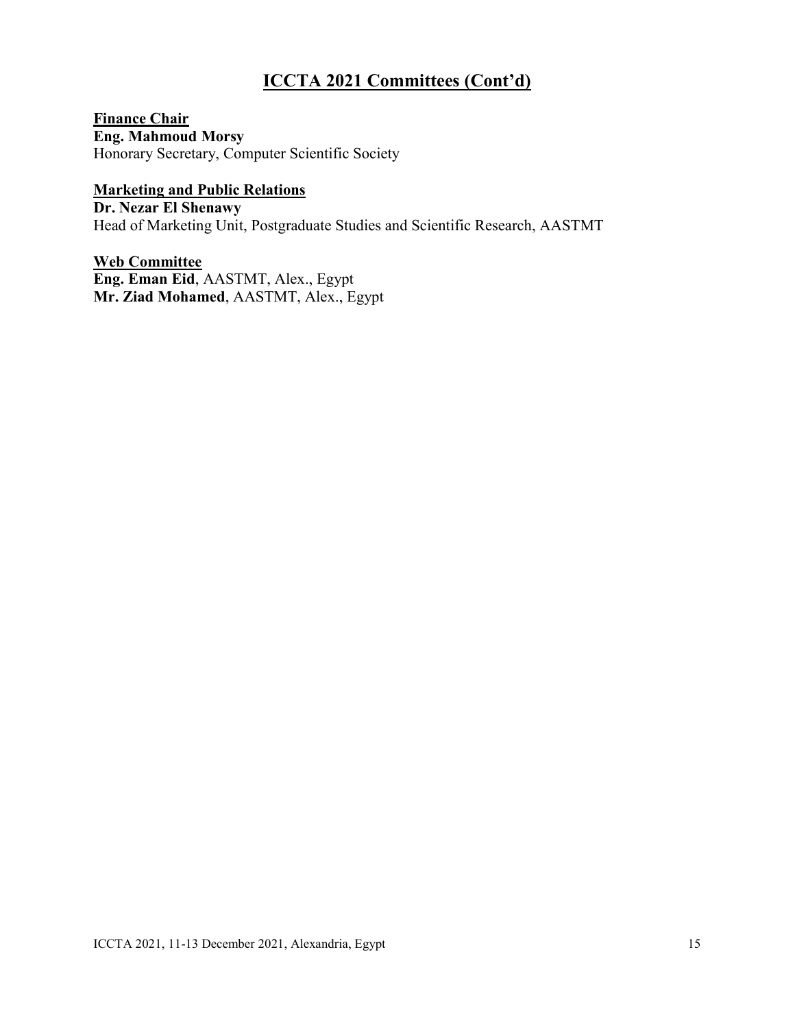# ICCTA 2021 Committees (Cont'd)

**Finance Chair**

**Eng. Mahmoud Morsy**
Honorary Secretary, Computer Scientific Society

**Marketing and Public Relations**

**Dr. Nezar El Shenawy**
Head of Marketing Unit, Postgraduate Studies and Scientific Research, AASTMT

**Web Committee**

**Eng. Eman Eid**, AASTMT, Alex., Egypt
**Mr. Ziad Mohamed**, AASTMT, Alex., Egypt